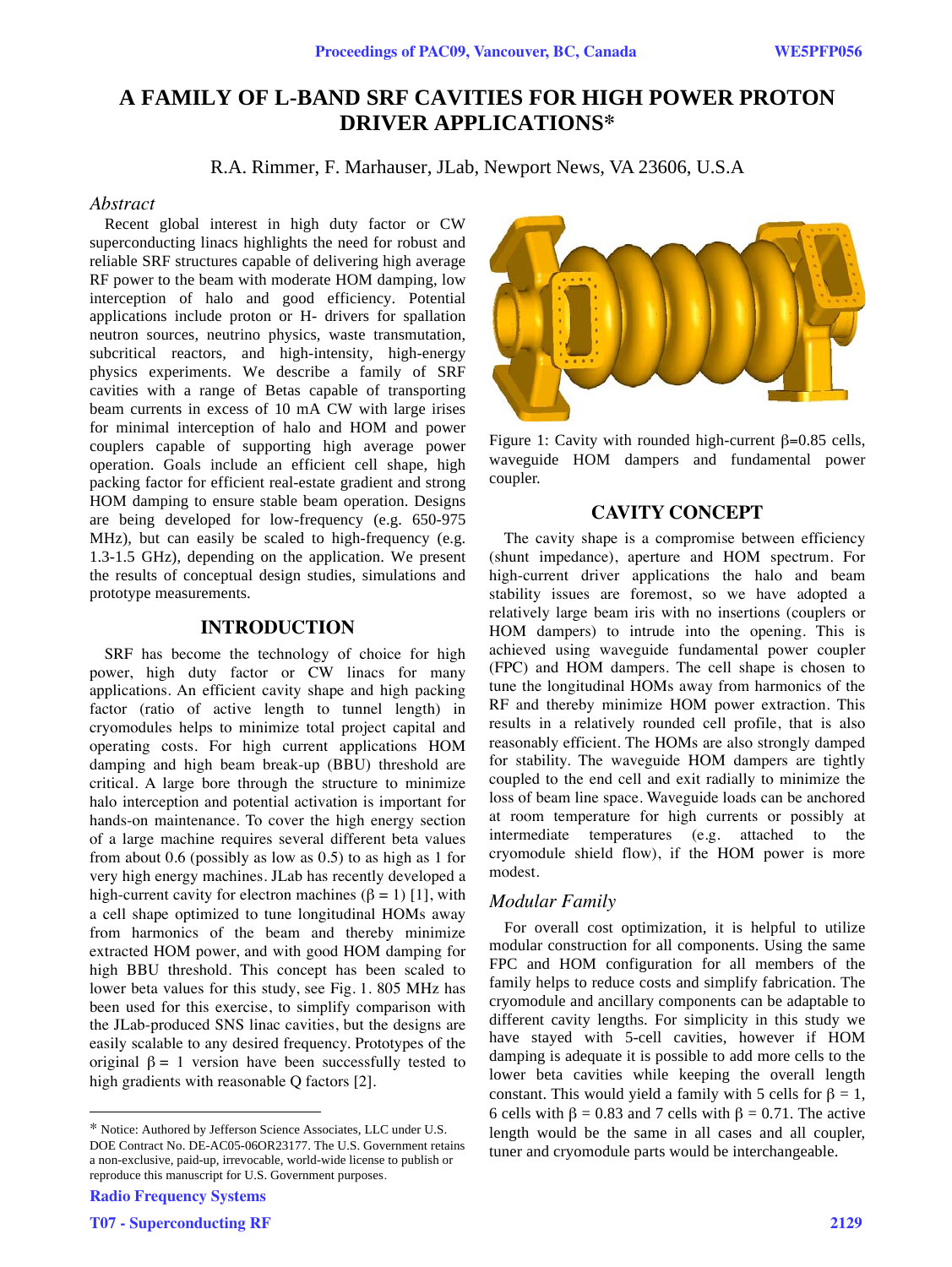# A FAMILY OF L-BAND SRF CAVITIES FOR HIGH POWER PROTON DRIVER APPLICATIONS*

R.A. Rimmer, F. Marhauser, JLab, Newport News, VA 23606, U.S.A

## *Abstract*

Recent global interest in high duty factor or CW superconducting linacs highlights the need for robust and reliable SRF structures capable of delivering high average RF power to the beam with moderate HOM damping, low interception of halo and good efficiency. Potential applications include proton or H- drivers for spallation neutron sources, neutrino physics, waste transmutation, subcritical reactors, and high-intensity, high-energy physics experiments. We describe a family of SRF cavities with a range of Betas capable of transporting beam currents in excess of 10 mA CW with large irises for minimal interception of halo and HOM and power couplers capable of supporting high average power operation. Goals include an efficient cell shape, high packing factor for efficient real-estate gradient and strong HOM damping to ensure stable beam operation. Designs are being developed for low-frequency (e.g. 650-975 MHz), but can easily be scaled to high-frequency (e.g. 1.3-1.5 GHz), depending on the application. We present the results of conceptual design studies, simulations and prototype measurements.

## INTRODUCTION

SRF has become the technology of choice for high power, high duty factor or CW linacs for many applications. An efficient cavity shape and high packing factor (ratio of active length to tunnel length) in cryomodules helps to minimize total project capital and operating costs. For high current applications HOM damping and high beam break-up (BBU) threshold are critical. A large bore through the structure to minimize halo interception and potential activation is important for hands-on maintenance. To cover the high energy section of a large machine requires several different beta values from about 0.6 (possibly as low as 0.5) to as high as 1 for very high energy machines. JLab has recently developed a high-current cavity for electron machines ($\beta = 1$) [1], with a cell shape optimized to tune longitudinal HOMs away from harmonics of the beam and thereby minimize extracted HOM power, and with good HOM damping for high BBU threshold. This concept has been scaled to lower beta values for this study, see Fig. 1. 805 MHz has been used for this exercise, to simplify comparison with the JLab-produced SNS linac cavities, but the designs are easily scalable to any desired frequency. Prototypes of the original $\beta = 1$ version have been successfully tested to high gradients with reasonable Q factors [2].

Figure 1: Cavity with rounded high-current $\beta$=0.85 cells, waveguide HOM dampers and fundamental power coupler.

## CAVITY CONCEPT

The cavity shape is a compromise between efficiency (shunt impedance), aperture and HOM spectrum. For high-current driver applications the halo and beam stability issues are foremost, so we have adopted a relatively large beam iris with no insertions (couplers or HOM dampers) to intrude into the opening. This is achieved using waveguide fundamental power coupler (FPC) and HOM dampers. The cell shape is chosen to tune the longitudinal HOMs away from harmonics of the RF and thereby minimize HOM power extraction. This results in a relatively rounded cell profile, that is also reasonably efficient. The HOMs are also strongly damped for stability. The waveguide HOM dampers are tightly coupled to the end cell and exit radially to minimize the loss of beam line space. Waveguide loads can be anchored at room temperature for high currents or possibly at intermediate temperatures (e.g. attached to the cryomodule shield flow), if the HOM power is more modest.

### *Modular Family*

For overall cost optimization, it is helpful to utilize modular construction for all components. Using the same FPC and HOM configuration for all members of the family helps to reduce costs and simplify fabrication. The cryomodule and ancillary components can be adaptable to different cavity lengths. For simplicity in this study we have stayed with 5-cell cavities, however if HOM damping is adequate it is possible to add more cells to the lower beta cavities while keeping the overall length constant. This would yield a family with 5 cells for $\beta = 1$, 6 cells with $\beta = 0.83$ and 7 cells with $\beta = 0.71$. The active length would be the same in all cases and all coupler, tuner and cryomodule parts would be interchangeable.

---

\* Notice: Authored by Jefferson Science Associates, LLC under U.S. DOE Contract No. DE-AC05-06OR23177. The U.S. Government retains a non-exclusive, paid-up, irrevocable, world-wide license to publish or reproduce this manuscript for U.S. Government purposes.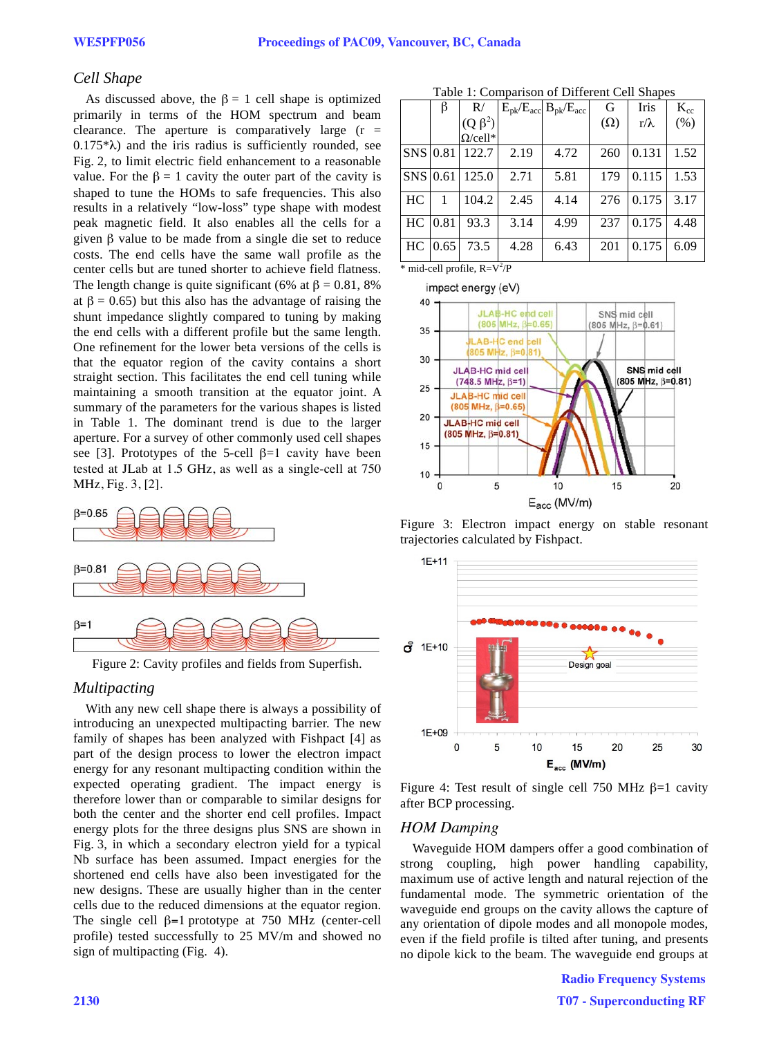### *Cell Shape*

As discussed above, the $\beta$ = 1 cell shape is optimized primarily in terms of the HOM spectrum and beam clearance. The aperture is comparatively large (r = 0.175*$\lambda$) and the iris radius is sufficiently rounded, see Fig. 2, to limit electric field enhancement to a reasonable value. For the $\beta$ = 1 cavity the outer part of the cavity is shaped to tune the HOMs to safe frequencies. This also results in a relatively "low-loss" type shape with modest peak magnetic field. It also enables all the cells for a given $\beta$ value to be made from a single die set to reduce costs. The end cells have the same wall profile as the center cells but are tuned shorter to achieve field flatness. The length change is quite significant (6% at $\beta$ = 0.81, 8% at $\beta$ = 0.65) but this also has the advantage of raising the shunt impedance slightly compared to tuning by making the end cells with a different profile but the same length. One refinement for the lower beta versions of the cells is that the equator region of the cavity contains a short straight section. This facilitates the end cell tuning while maintaining a smooth transition at the equator joint. A summary of the parameters for the various shapes is listed in Table 1. The dominant trend is due to the larger aperture. For a survey of other commonly used cell shapes see [3]. Prototypes of the 5-cell $\beta$=1 cavity have been tested at JLab at 1.5 GHz, as well as a single-cell at 750 MHz, Fig. 3, [2].

Figure 2: Cavity profiles and fields from Superfish.

Table 1: Comparison of Different Cell Shapes

| | $\beta$ | R/(Q $\beta^2$) $\Omega$/cell* | $E_{pk}/E_{acc}$ | $B_{pk}/E_{acc}$ | G ($\Omega$) | Iris r/$\lambda$ | $K_{cc}$ (%) |
|---|---|---|---|---|---|---|---|
| SNS | 0.81 | 122.7 | 2.19 | 4.72 | 260 | 0.131 | 1.52 |
| SNS | 0.61 | 125.0 | 2.71 | 5.81 | 179 | 0.115 | 1.53 |
| HC | 1 | 104.2 | 2.45 | 4.14 | 276 | 0.175 | 3.17 |
| HC | 0.81 | 93.3 | 3.14 | 4.99 | 237 | 0.175 | 4.48 |
| HC | 0.65 | 73.5 | 4.28 | 6.43 | 201 | 0.175 | 6.09 |

\* mid-cell profile, R=$V^2$/P

Figure 3: Electron impact energy on stable resonant trajectories calculated by Fishpact.

Figure 4: Test result of single cell 750 MHz $\beta$=1 cavity after BCP processing.

### *Multipacting*

With any new cell shape there is always a possibility of introducing an unexpected multipacting barrier. The new family of shapes has been analyzed with Fishpact [4] as part of the design process to lower the electron impact energy for any resonant multipacting condition within the expected operating gradient. The impact energy is therefore lower than or comparable to similar designs for both the center and the shorter end cell profiles. Impact energy plots for the three designs plus SNS are shown in Fig. 3, in which a secondary electron yield for a typical Nb surface has been assumed. Impact energies for the shortened end cells have also been investigated for the new designs. These are usually higher than in the center cells due to the reduced dimensions at the equator region. The single cell $\beta$=1 prototype at 750 MHz (center-cell profile) tested successfully to 25 MV/m and showed no sign of multipacting (Fig. 4).

### *HOM Damping*

Waveguide HOM dampers offer a good combination of strong coupling, high power handling capability, maximum use of active length and natural rejection of the fundamental mode. The symmetric orientation of the waveguide end groups on the cavity allows the capture of any orientation of dipole modes and all monopole modes, even if the field profile is tilted after tuning, and presents no dipole kick to the beam. The waveguide end groups at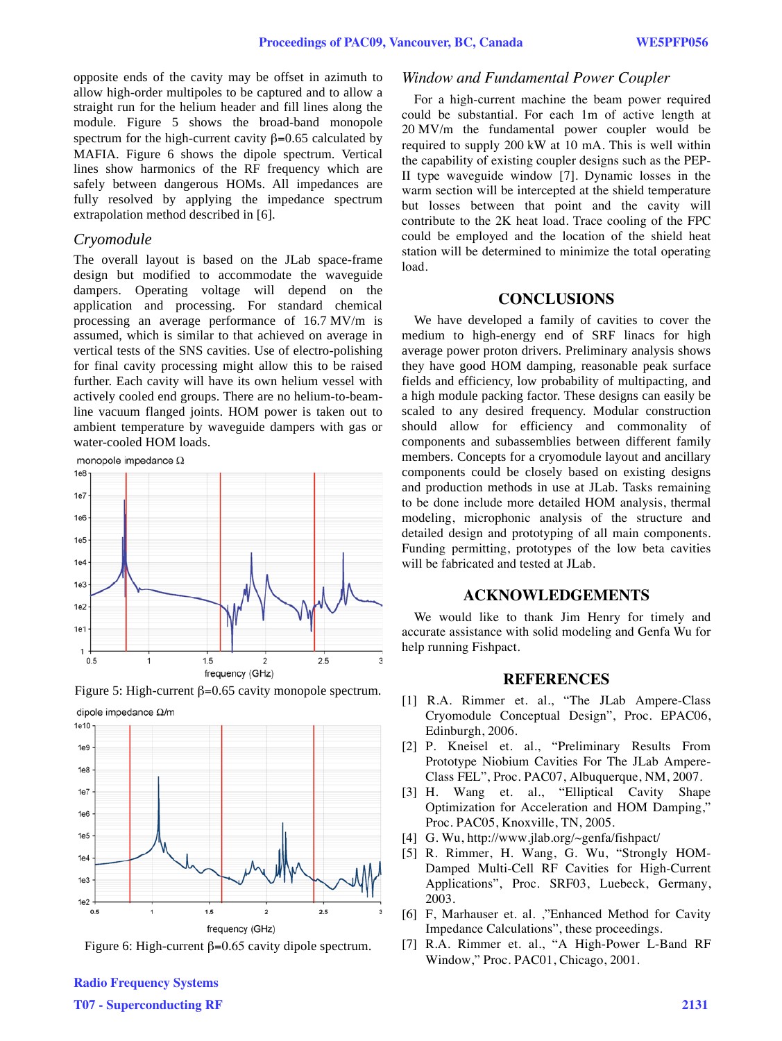opposite ends of the cavity may be offset in azimuth to allow high-order multipoles to be captured and to allow a straight run for the helium header and fill lines along the module. Figure 5 shows the broad-band monopole spectrum for the high-current cavity β=0.65 calculated by MAFIA. Figure 6 shows the dipole spectrum. Vertical lines show harmonics of the RF frequency which are safely between dangerous HOMs. All impedances are fully resolved by applying the impedance spectrum extrapolation method described in [6].

### Cryomodule

The overall layout is based on the JLab space-frame design but modified to accommodate the waveguide dampers. Operating voltage will depend on the application and processing. For standard chemical processing an average performance of 16.7 MV/m is assumed, which is similar to that achieved on average in vertical tests of the SNS cavities. Use of electro-polishing for final cavity processing might allow this to be raised further. Each cavity will have its own helium vessel with actively cooled end groups. There are no helium-to-beam-line vacuum flanged joints. HOM power is taken out to ambient temperature by waveguide dampers with gas or water-cooled HOM loads.

monopole impedance Ω
1e8
1e7
1e6
1e5
1e4
1e3
1e2
1e1
1
0.5
1
1.5
2
2.5
3
frequency (GHz)

Figure 5: High-current β=0.65 cavity monopole spectrum.

dipole impedance Ω/m
1e10
1e9
1e8
1e7
1e6
1e5
1e4
1e3
1e2
0.5
1
1.5
2
2.5
3
frequency (GHz)

Figure 6: High-current β=0.65 cavity dipole spectrum.

### Window and Fundamental Power Coupler

For a high-current machine the beam power required could be substantial. For each 1m of active length at 20 MV/m the fundamental power coupler would be required to supply 200 kW at 10 mA. This is well within the capability of existing coupler designs such as the PEP-II type waveguide window [7]. Dynamic losses in the warm section will be intercepted at the shield temperature but losses between that point and the cavity will contribute to the 2K heat load. Trace cooling of the FPC could be employed and the location of the shield heat station will be determined to minimize the total operating load.

## CONCLUSIONS

We have developed a family of cavities to cover the medium to high-energy end of SRF linacs for high average power proton drivers. Preliminary analysis shows they have good HOM damping, reasonable peak surface fields and efficiency, low probability of multipacting, and a high module packing factor. These designs can easily be scaled to any desired frequency. Modular construction should allow for efficiency and commonality of components and subassemblies between different family members. Concepts for a cryomodule layout and ancillary components could be closely based on existing designs and production methods in use at JLab. Tasks remaining to be done include more detailed HOM analysis, thermal modeling, microphonic analysis of the structure and detailed design and prototyping of all main components. Funding permitting, prototypes of the low beta cavities will be fabricated and tested at JLab.

## ACKNOWLEDGEMENTS

We would like to thank Jim Henry for timely and accurate assistance with solid modeling and Genfa Wu for help running Fishpact.

## REFERENCES

[1] R.A. Rimmer et. al., "The JLab Ampere-Class Cryomodule Conceptual Design", Proc. EPAC06, Edinburgh, 2006.

[2] P. Kneisel et. al., "Preliminary Results From Prototype Niobium Cavities For The JLab Ampere-Class FEL", Proc. PAC07, Albuquerque, NM, 2007.

[3] H. Wang et. al., "Elliptical Cavity Shape Optimization for Acceleration and HOM Damping," Proc. PAC05, Knoxville, TN, 2005.

[4] G. Wu, http://www.jlab.org/~genfa/fishpact/

[5] R. Rimmer, H. Wang, G. Wu, "Strongly HOM-Damped Multi-Cell RF Cavities for High-Current Applications", Proc. SRF03, Luebeck, Germany, 2003.

[6] F, Marhauser et. al. ,"Enhanced Method for Cavity Impedance Calculations", these proceedings.

[7] R.A. Rimmer et. al., "A High-Power L-Band RF Window," Proc. PAC01, Chicago, 2001.